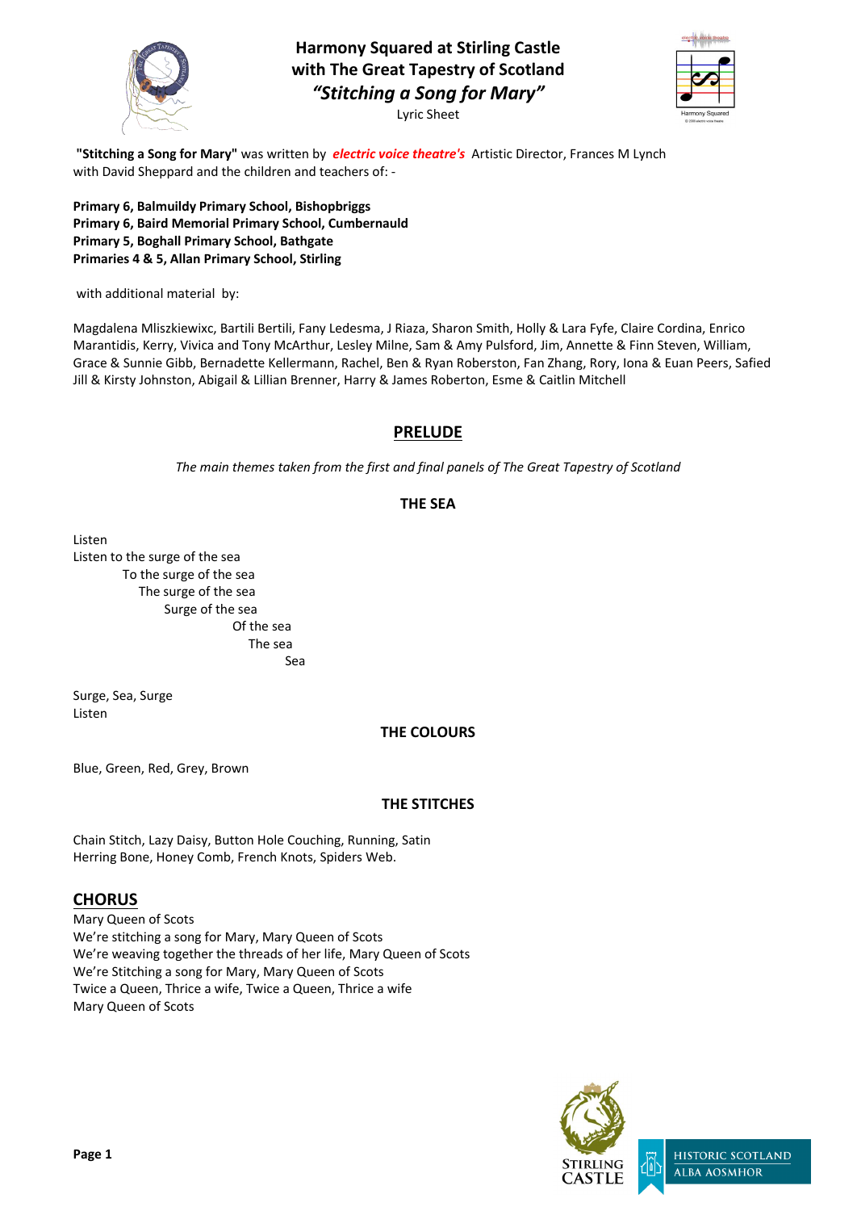# Harmony Squared at Stirling Castle
# with The Great Tapestry of Scotland
# *"Stitching a Song for Mary"*

Lyric Sheet

**"Stitching a Song for Mary"** was written by ***electric voice theatre's*** Artistic Director, Frances M Lynch with David Sheppard and the children and teachers of: -

**Primary 6, Balmuildy Primary School, Bishopbriggs**
**Primary 6, Baird Memorial Primary School, Cumbernauld**
**Primary 5, Boghall Primary School, Bathgate**
**Primaries 4 & 5, Allan Primary School, Stirling**

with additional material by:

Magdalena Mliszkiewixc, Bartili Bertili, Fany Ledesma, J Riaza, Sharon Smith, Holly & Lara Fyfe, Claire Cordina, Enrico Marantidis, Kerry, Vivica and Tony McArthur, Lesley Milne, Sam & Amy Pulsford, Jim, Annette & Finn Steven, William, Grace & Sunnie Gibb, Bernadette Kellermann, Rachel, Ben & Ryan Roberston, Fan Zhang, Rory, Iona & Euan Peers, Safied Jill & Kirsty Johnston, Abigail & Lillian Brenner, Harry & James Roberton, Esme & Caitlin Mitchell

## PRELUDE

*The main themes taken from the first and final panels of The Great Tapestry of Scotland*

### THE SEA

Listen
Listen to the surge of the sea
To the surge of the sea
The surge of the sea
Surge of the sea
Of the sea
The sea
Sea

Surge, Sea, Surge
Listen

### THE COLOURS

Blue, Green, Red, Grey, Brown

### THE STITCHES

Chain Stitch, Lazy Daisy, Button Hole Couching, Running, Satin
Herring Bone, Honey Comb, French Knots, Spiders Web.

## CHORUS

Mary Queen of Scots
We're stitching a song for Mary, Mary Queen of Scots
We're weaving together the threads of her life, Mary Queen of Scots
We're Stitching a song for Mary, Mary Queen of Scots
Twice a Queen, Thrice a wife, Twice a Queen, Thrice a wife
Mary Queen of Scots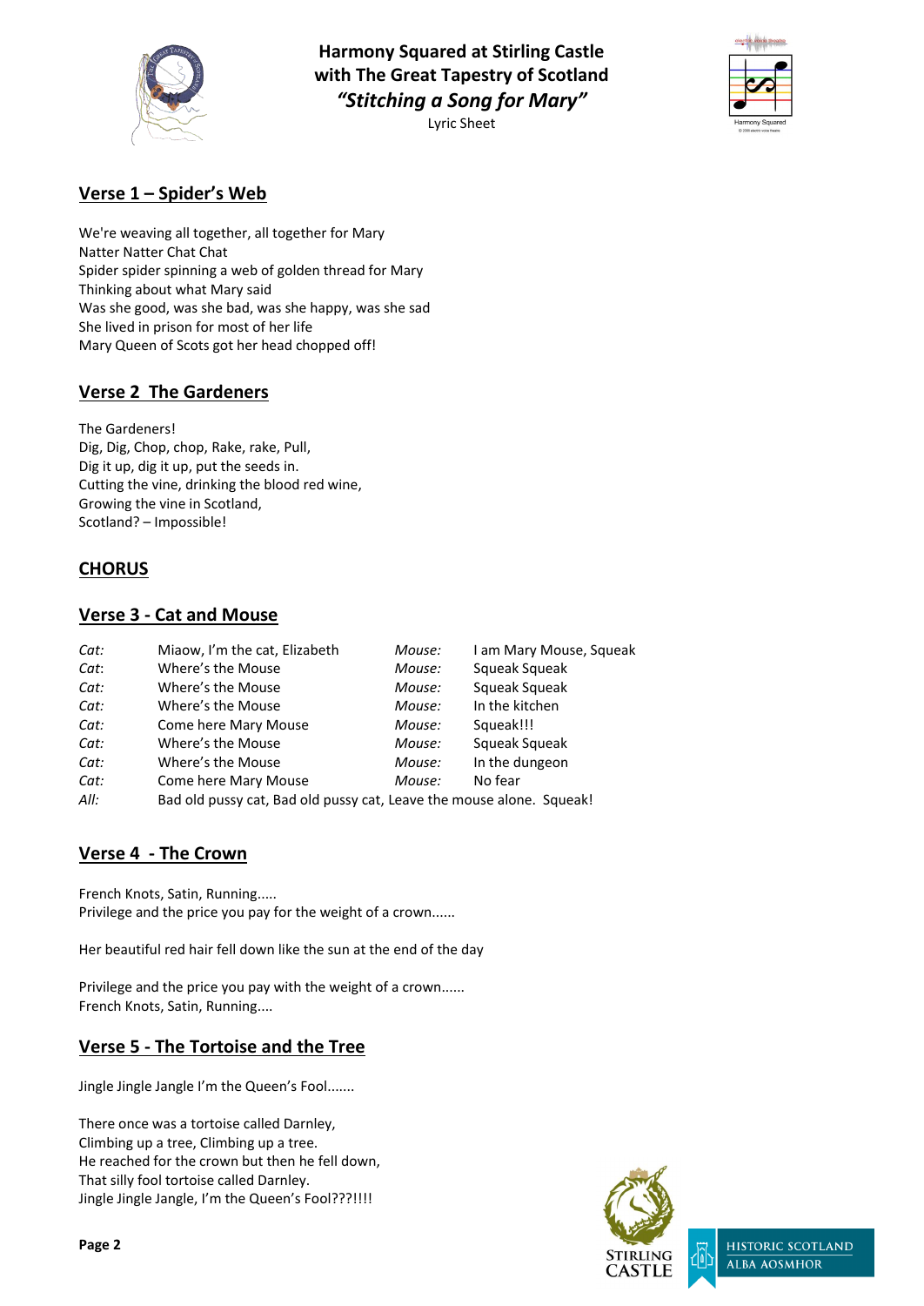**Harmony Squared at Stirling Castle**
**with The Great Tapestry of Scotland**
***"Stitching a Song for Mary"***
Lyric Sheet

## Verse 1 – Spider's Web

We're weaving all together, all together for Mary
Natter Natter Chat Chat
Spider spider spinning a web of golden thread for Mary
Thinking about what Mary said
Was she good, was she bad, was she happy, was she sad
She lived in prison for most of her life
Mary Queen of Scots got her head chopped off!

## Verse 2 The Gardeners

The Gardeners!
Dig, Dig, Chop, chop, Rake, rake, Pull,
Dig it up, dig it up, put the seeds in.
Cutting the vine, drinking the blood red wine,
Growing the vine in Scotland,
Scotland? – Impossible!

## CHORUS

## Verse 3 - Cat and Mouse

| | | | |
|---|---|---|---|
| *Cat:* | Miaow, I'm the cat, Elizabeth | *Mouse:* | I am Mary Mouse, Squeak |
| *Cat:* | Where's the Mouse | *Mouse:* | Squeak Squeak |
| *Cat:* | Where's the Mouse | *Mouse:* | Squeak Squeak |
| *Cat:* | Where's the Mouse | *Mouse:* | In the kitchen |
| *Cat:* | Come here Mary Mouse | *Mouse:* | Squeak!!! |
| *Cat:* | Where's the Mouse | *Mouse:* | Squeak Squeak |
| *Cat:* | Where's the Mouse | *Mouse:* | In the dungeon |
| *Cat:* | Come here Mary Mouse | *Mouse:* | No fear |
| *All:* | Bad old pussy cat, Bad old pussy cat, Leave the mouse alone. Squeak! | | |

## Verse 4 - The Crown

French Knots, Satin, Running.....
Privilege and the price you pay for the weight of a crown......

Her beautiful red hair fell down like the sun at the end of the day

Privilege and the price you pay with the weight of a crown......
French Knots, Satin, Running....

## Verse 5 - The Tortoise and the Tree

Jingle Jingle Jangle I'm the Queen's Fool.......

There once was a tortoise called Darnley,
Climbing up a tree, Climbing up a tree.
He reached for the crown but then he fell down,
That silly fool tortoise called Darnley.
Jingle Jingle Jangle, I'm the Queen's Fool???!!!!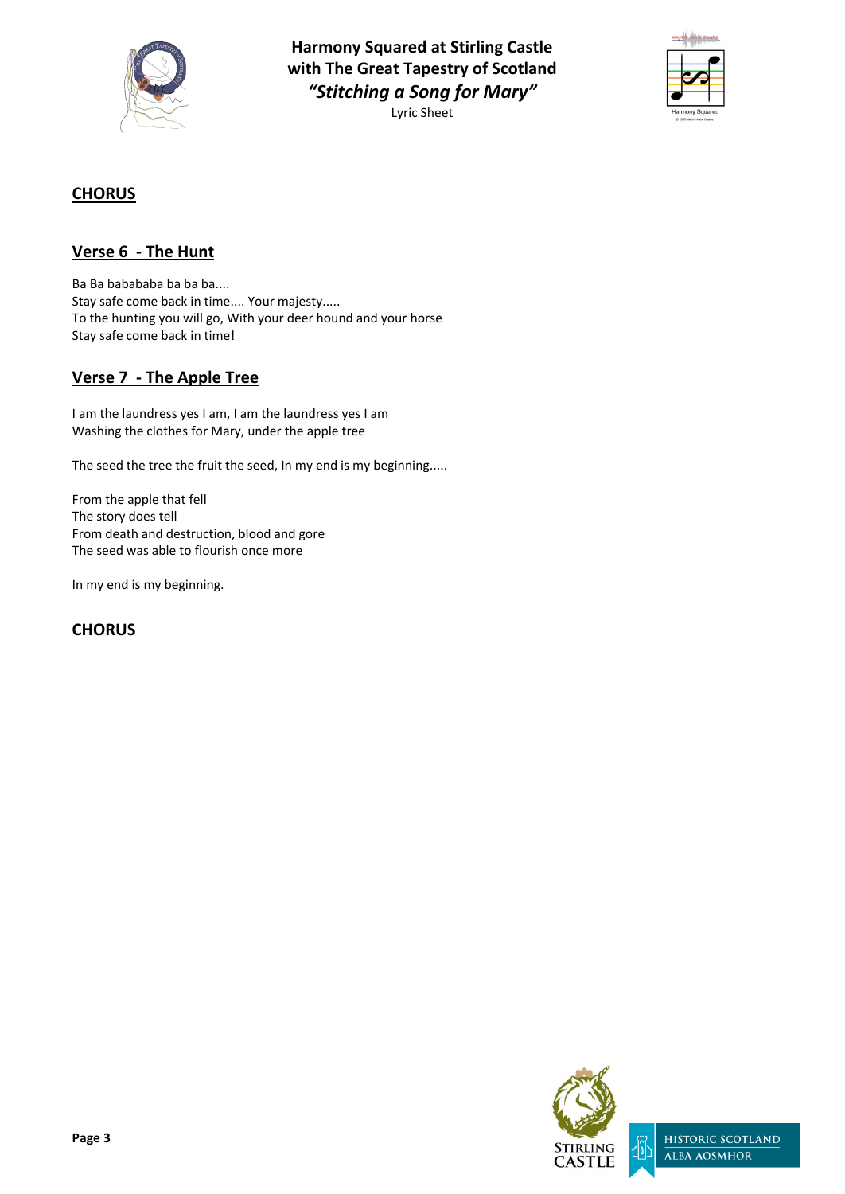## CHORUS

## Verse 6 - The Hunt

Ba Ba babababa ba ba ba....
Stay safe come back in time.... Your majesty.....
To the hunting you will go, With your deer hound and your horse
Stay safe come back in time!

## Verse 7 - The Apple Tree

I am the laundress yes I am, I am the laundress yes I am
Washing the clothes for Mary, under the apple tree

The seed the tree the fruit the seed, In my end is my beginning.....

From the apple that fell
The story does tell
From death and destruction, blood and gore
The seed was able to flourish once more

In my end is my beginning.

## CHORUS